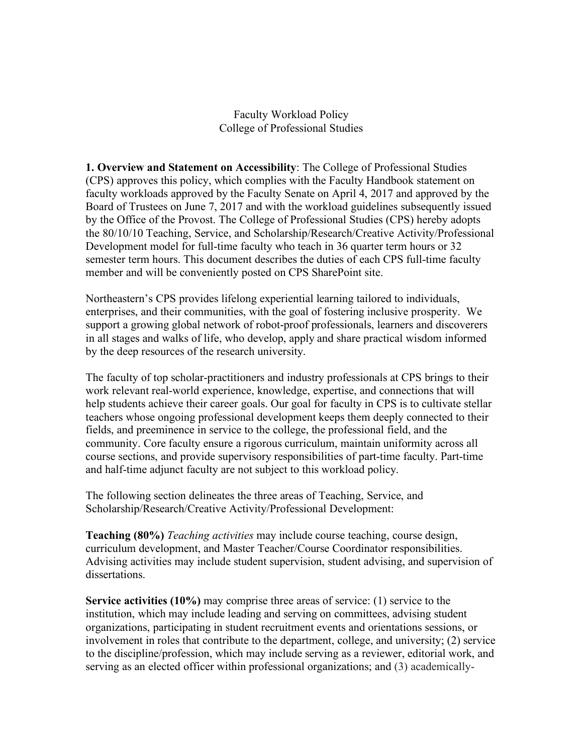# Faculty Workload Policy
## College of Professional Studies

**1. Overview and Statement on Accessibility**: The College of Professional Studies (CPS) approves this policy, which complies with the Faculty Handbook statement on faculty workloads approved by the Faculty Senate on April 4, 2017 and approved by the Board of Trustees on June 7, 2017 and with the workload guidelines subsequently issued by the Office of the Provost. The College of Professional Studies (CPS) hereby adopts the 80/10/10 Teaching, Service, and Scholarship/Research/Creative Activity/Professional Development model for full-time faculty who teach in 36 quarter term hours or 32 semester term hours. This document describes the duties of each CPS full-time faculty member and will be conveniently posted on CPS SharePoint site.

Northeastern's CPS provides lifelong experiential learning tailored to individuals, enterprises, and their communities, with the goal of fostering inclusive prosperity. We support a growing global network of robot-proof professionals, learners and discoverers in all stages and walks of life, who develop, apply and share practical wisdom informed by the deep resources of the research university.

The faculty of top scholar-practitioners and industry professionals at CPS brings to their work relevant real-world experience, knowledge, expertise, and connections that will help students achieve their career goals. Our goal for faculty in CPS is to cultivate stellar teachers whose ongoing professional development keeps them deeply connected to their fields, and preeminence in service to the college, the professional field, and the community. Core faculty ensure a rigorous curriculum, maintain uniformity across all course sections, and provide supervisory responsibilities of part-time faculty. Part-time and half-time adjunct faculty are not subject to this workload policy.

The following section delineates the three areas of Teaching, Service, and Scholarship/Research/Creative Activity/Professional Development:

**Teaching (80%)** *Teaching activities* may include course teaching, course design, curriculum development, and Master Teacher/Course Coordinator responsibilities. Advising activities may include student supervision, student advising, and supervision of dissertations.

**Service activities (10%)** may comprise three areas of service: (1) service to the institution, which may include leading and serving on committees, advising student organizations, participating in student recruitment events and orientations sessions, or involvement in roles that contribute to the department, college, and university; (2) service to the discipline/profession, which may include serving as a reviewer, editorial work, and serving as an elected officer within professional organizations; and (3) academically-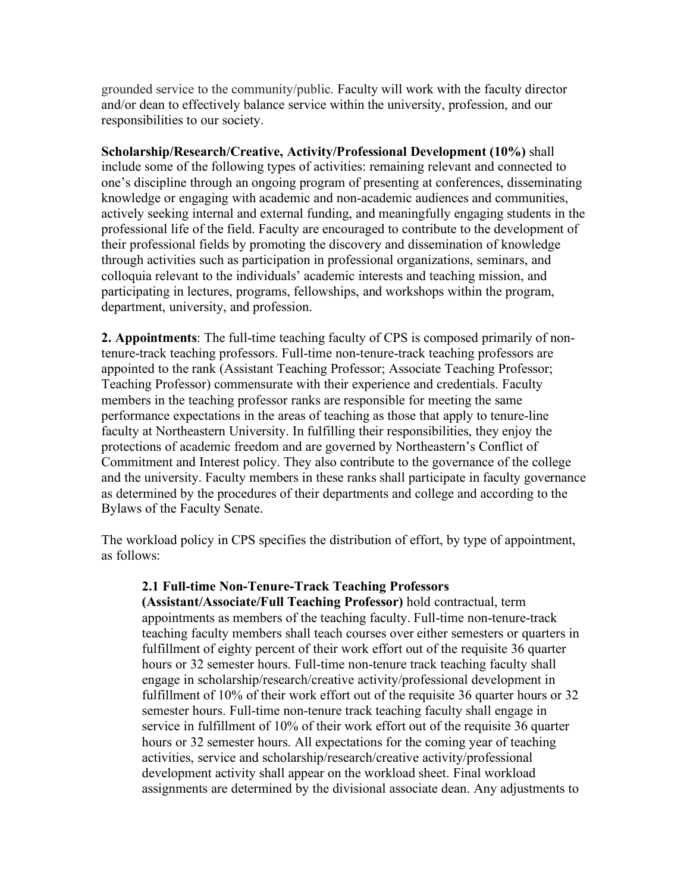grounded service to the community/public. Faculty will work with the faculty director and/or dean to effectively balance service within the university, profession, and our responsibilities to our society.

**Scholarship/Research/Creative, Activity/Professional Development (10%)** shall include some of the following types of activities: remaining relevant and connected to one's discipline through an ongoing program of presenting at conferences, disseminating knowledge or engaging with academic and non-academic audiences and communities, actively seeking internal and external funding, and meaningfully engaging students in the professional life of the field. Faculty are encouraged to contribute to the development of their professional fields by promoting the discovery and dissemination of knowledge through activities such as participation in professional organizations, seminars, and colloquia relevant to the individuals' academic interests and teaching mission, and participating in lectures, programs, fellowships, and workshops within the program, department, university, and profession.

**2. Appointments**: The full-time teaching faculty of CPS is composed primarily of non-tenure-track teaching professors. Full-time non-tenure-track teaching professors are appointed to the rank (Assistant Teaching Professor; Associate Teaching Professor; Teaching Professor) commensurate with their experience and credentials. Faculty members in the teaching professor ranks are responsible for meeting the same performance expectations in the areas of teaching as those that apply to tenure-line faculty at Northeastern University. In fulfilling their responsibilities, they enjoy the protections of academic freedom and are governed by Northeastern's Conflict of Commitment and Interest policy. They also contribute to the governance of the college and the university. Faculty members in these ranks shall participate in faculty governance as determined by the procedures of their departments and college and according to the Bylaws of the Faculty Senate.

The workload policy in CPS specifies the distribution of effort, by type of appointment, as follows:

**2.1 Full-time Non-Tenure-Track Teaching Professors (Assistant/Associate/Full Teaching Professor)** hold contractual, term appointments as members of the teaching faculty. Full-time non-tenure-track teaching faculty members shall teach courses over either semesters or quarters in fulfillment of eighty percent of their work effort out of the requisite 36 quarter hours or 32 semester hours. Full-time non-tenure track teaching faculty shall engage in scholarship/research/creative activity/professional development in fulfillment of 10% of their work effort out of the requisite 36 quarter hours or 32 semester hours. Full-time non-tenure track teaching faculty shall engage in service in fulfillment of 10% of their work effort out of the requisite 36 quarter hours or 32 semester hours. All expectations for the coming year of teaching activities, service and scholarship/research/creative activity/professional development activity shall appear on the workload sheet. Final workload assignments are determined by the divisional associate dean. Any adjustments to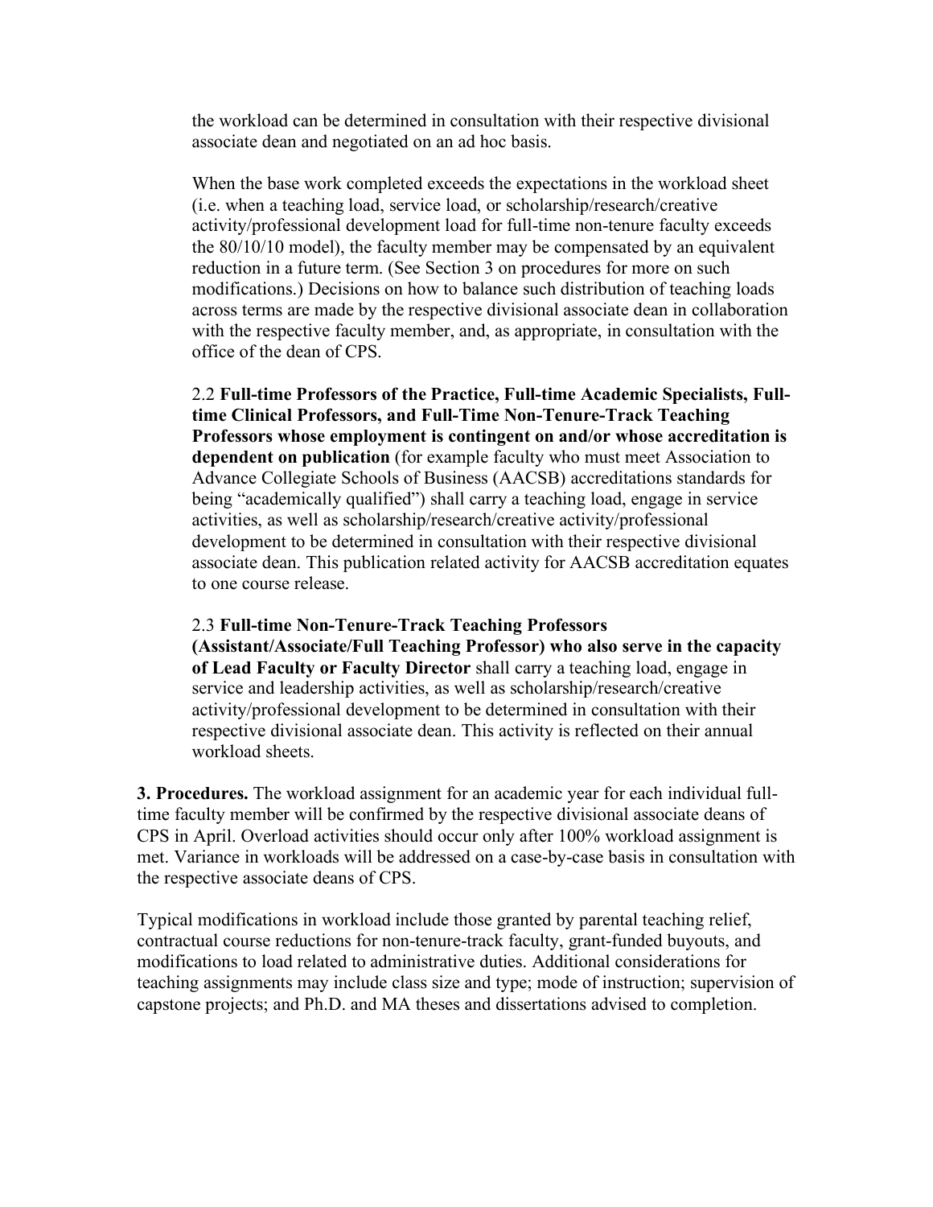the workload can be determined in consultation with their respective divisional associate dean and negotiated on an ad hoc basis.

When the base work completed exceeds the expectations in the workload sheet (i.e. when a teaching load, service load, or scholarship/research/creative activity/professional development load for full-time non-tenure faculty exceeds the 80/10/10 model), the faculty member may be compensated by an equivalent reduction in a future term. (See Section 3 on procedures for more on such modifications.) Decisions on how to balance such distribution of teaching loads across terms are made by the respective divisional associate dean in collaboration with the respective faculty member, and, as appropriate, in consultation with the office of the dean of CPS.

2.2 **Full-time Professors of the Practice, Full-time Academic Specialists, Full-time Clinical Professors, and Full-Time Non-Tenure-Track Teaching Professors whose employment is contingent on and/or whose accreditation is dependent on publication** (for example faculty who must meet Association to Advance Collegiate Schools of Business (AACSB) accreditations standards for being "academically qualified") shall carry a teaching load, engage in service activities, as well as scholarship/research/creative activity/professional development to be determined in consultation with their respective divisional associate dean. This publication related activity for AACSB accreditation equates to one course release.

2.3 **Full-time Non-Tenure-Track Teaching Professors (Assistant/Associate/Full Teaching Professor) who also serve in the capacity of Lead Faculty or Faculty Director** shall carry a teaching load, engage in service and leadership activities, as well as scholarship/research/creative activity/professional development to be determined in consultation with their respective divisional associate dean. This activity is reflected on their annual workload sheets.

**3. Procedures.** The workload assignment for an academic year for each individual full-time faculty member will be confirmed by the respective divisional associate deans of CPS in April. Overload activities should occur only after 100% workload assignment is met. Variance in workloads will be addressed on a case-by-case basis in consultation with the respective associate deans of CPS.

Typical modifications in workload include those granted by parental teaching relief, contractual course reductions for non-tenure-track faculty, grant-funded buyouts, and modifications to load related to administrative duties. Additional considerations for teaching assignments may include class size and type; mode of instruction; supervision of capstone projects; and Ph.D. and MA theses and dissertations advised to completion.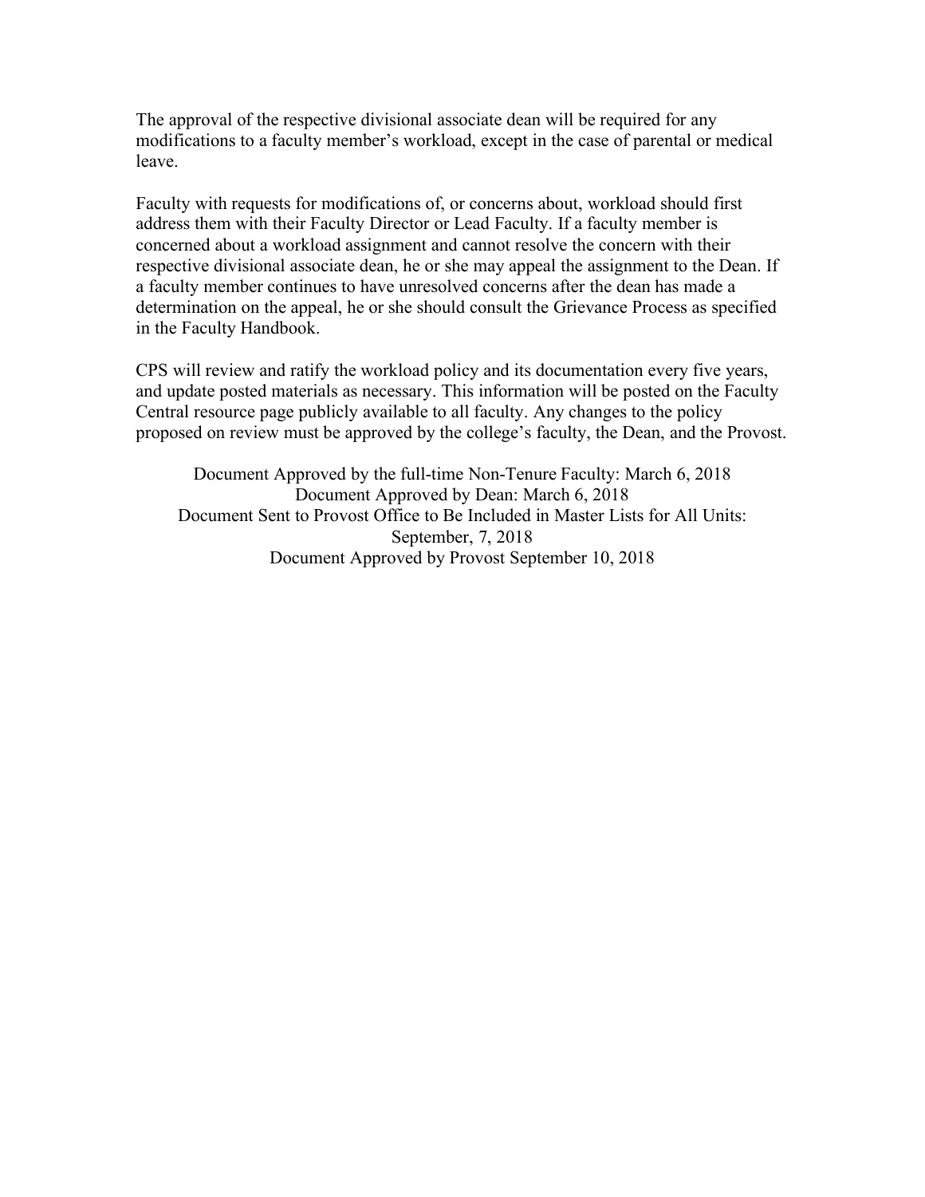The approval of the respective divisional associate dean will be required for any modifications to a faculty member's workload, except in the case of parental or medical leave.

Faculty with requests for modifications of, or concerns about, workload should first address them with their Faculty Director or Lead Faculty. If a faculty member is concerned about a workload assignment and cannot resolve the concern with their respective divisional associate dean, he or she may appeal the assignment to the Dean. If a faculty member continues to have unresolved concerns after the dean has made a determination on the appeal, he or she should consult the Grievance Process as specified in the Faculty Handbook.

CPS will review and ratify the workload policy and its documentation every five years, and update posted materials as necessary. This information will be posted on the Faculty Central resource page publicly available to all faculty. Any changes to the policy proposed on review must be approved by the college's faculty, the Dean, and the Provost.

Document Approved by the full-time Non-Tenure Faculty: March 6, 2018
Document Approved by Dean: March 6, 2018
Document Sent to Provost Office to Be Included in Master Lists for All Units: September, 7, 2018
Document Approved by Provost September 10, 2018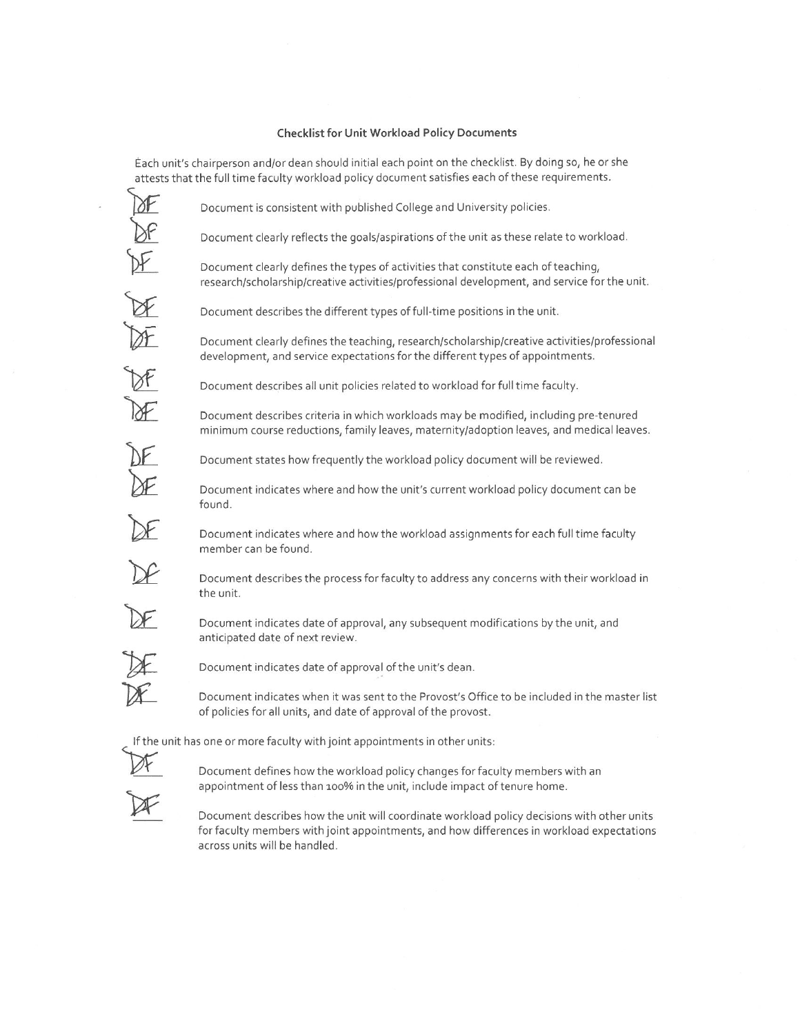### Checklist for Unit Workload Policy Documents

Each unit's chairperson and/or dean should initial each point on the checklist. By doing so, he or she attests that the full time faculty workload policy document satisfies each of these requirements.

- DF Document is consistent with published College and University policies.
- DF Document clearly reflects the goals/aspirations of the unit as these relate to workload.
- DF Document clearly defines the types of activities that constitute each of teaching, research/scholarship/creative activities/professional development, and service for the unit.
- DF Document describes the different types of full-time positions in the unit.
- DF Document clearly defines the teaching, research/scholarship/creative activities/professional development, and service expectations for the different types of appointments.
- DF Document describes all unit policies related to workload for full time faculty.
- DF Document describes criteria in which workloads may be modified, including pre-tenured minimum course reductions, family leaves, maternity/adoption leaves, and medical leaves.
- DF Document states how frequently the workload policy document will be reviewed.
- DF Document indicates where and how the unit's current workload policy document can be found.
- DF Document indicates where and how the workload assignments for each full time faculty member can be found.
- DF Document describes the process for faculty to address any concerns with their workload in the unit.
- DF Document indicates date of approval, any subsequent modifications by the unit, and anticipated date of next review.
- DF Document indicates date of approval of the unit's dean.
- DF Document indicates when it was sent to the Provost's Office to be included in the master list of policies for all units, and date of approval of the provost.

If the unit has one or more faculty with joint appointments in other units:

- DF Document defines how the workload policy changes for faculty members with an appointment of less than 100% in the unit, include impact of tenure home.
- DF Document describes how the unit will coordinate workload policy decisions with other units for faculty members with joint appointments, and how differences in workload expectations across units will be handled.